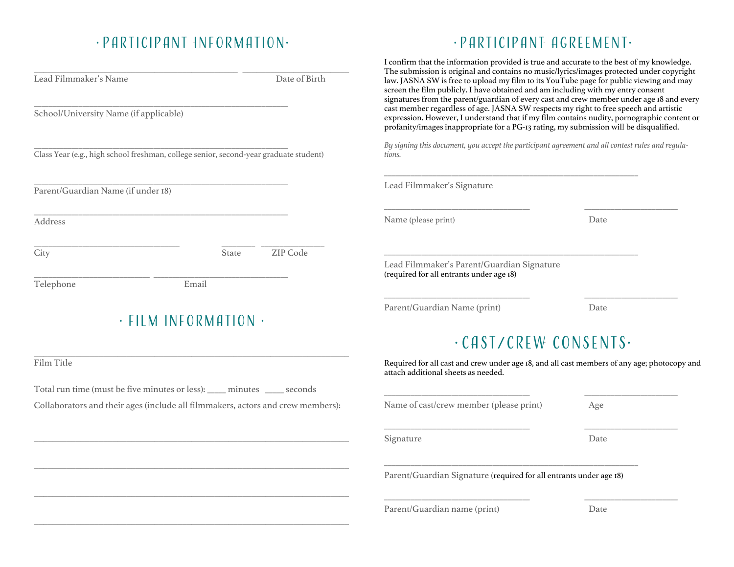## · PARTICIPANT INFORMATION ·

_______________________________________ _____________________

Lead Filmmaker's Name Date of Birth

_______________________________________________

School/University Name (if applicable)

_______________________________________________

Class Year (e.g., high school freshman, college senior, second-year graduate student)

_______________________________________________

Parent/Guardian Name (if under 18)

_______________________________________________

Address

___________________________ ______ ___________

City State ZIP Code

_____________________ _________________________

Telephone Email

## · FILM INFORMATION ·

___________________________________________________________

Film Title

Total run time (must be five minutes or less): ____ minutes ____ seconds

Collaborators and their ages (include all filmmakers, actors and crew members):

___________________________________________________________

___________________________________________________________

___________________________________________________________

___________________________________________________________

## · PARTICIPANT AGREEMENT ·

I confirm that the information provided is true and accurate to the best of my knowledge. The submission is original and contains no music/lyrics/images protected under copyright law. JASNA SW is free to upload my film to its YouTube page for public viewing and may screen the film publicly. I have obtained and am including with my entry consent signatures from the parent/guardian of every cast and crew member under age 18 and every cast member regardless of age. JASNA SW respects my right to free speech and artistic expression. However, I understand that if my film contains nudity, pornographic content or profanity/images inappropriate for a PG-13 rating, my submission will be disqualified.

*By signing this document, you accept the participant agreement and all contest rules and regulations.*

_______________________________________________

Lead Filmmaker's Signature

___________________________ _________________

Name (please print) Date

_______________________________________________

Lead Filmmaker's Parent/Guardian Signature
(required for all entrants under age 18)

___________________________ _________________

Parent/Guardian Name (print) Date

## · CAST/CREW CONSENTS ·

Required for all cast and crew under age 18, and all cast members of any age; photocopy and attach additional sheets as needed.

___________________________ _________________

Name of cast/crew member (please print) Age

___________________________ _________________

Signature Date

_______________________________________________

Parent/Guardian Signature (required for all entrants under age 18)

___________________________ _________________

Parent/Guardian name (print) Date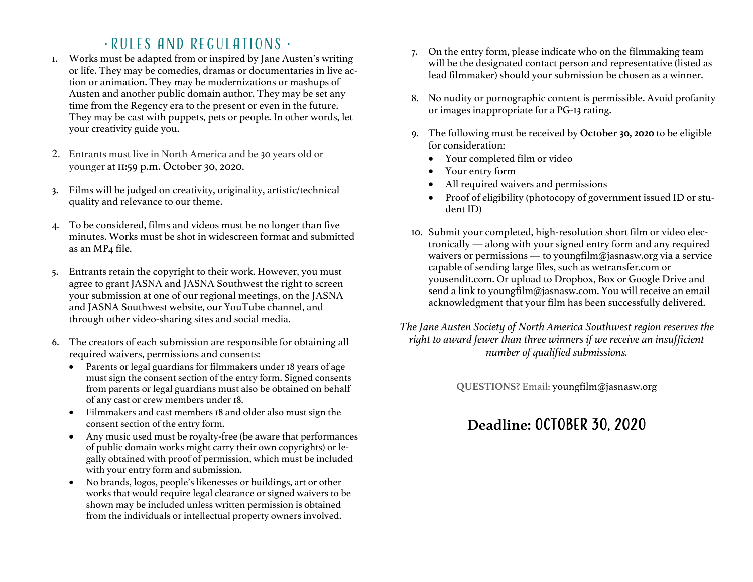## · RULES AND REGULATIONS ·

1. Works must be adapted from or inspired by Jane Austen's writing or life. They may be comedies, dramas or documentaries in live action or animation. They may be modernizations or mashups of Austen and another public domain author. They may be set any time from the Regency era to the present or even in the future. They may be cast with puppets, pets or people. In other words, let your creativity guide you.

2. Entrants must live in North America and be 30 years old or younger at 11:59 p.m. October 30, 2020.

3. Films will be judged on creativity, originality, artistic/technical quality and relevance to our theme.

4. To be considered, films and videos must be no longer than five minutes. Works must be shot in widescreen format and submitted as an MP4 file.

5. Entrants retain the copyright to their work. However, you must agree to grant JASNA and JASNA Southwest the right to screen your submission at one of our regional meetings, on the JASNA and JASNA Southwest website, our YouTube channel, and through other video-sharing sites and social media.

6. The creators of each submission are responsible for obtaining all required waivers, permissions and consents:
   - Parents or legal guardians for filmmakers under 18 years of age must sign the consent section of the entry form. Signed consents from parents or legal guardians must also be obtained on behalf of any cast or crew members under 18.
   - Filmmakers and cast members 18 and older also must sign the consent section of the entry form.
   - Any music used must be royalty-free (be aware that performances of public domain works might carry their own copyrights) or legally obtained with proof of permission, which must be included with your entry form and submission.
   - No brands, logos, people's likenesses or buildings, art or other works that would require legal clearance or signed waivers to be shown may be included unless written permission is obtained from the individuals or intellectual property owners involved.

7. On the entry form, please indicate who on the filmmaking team will be the designated contact person and representative (listed as lead filmmaker) should your submission be chosen as a winner.

8. No nudity or pornographic content is permissible. Avoid profanity or images inappropriate for a PG-13 rating.

9. The following must be received by **October 30, 2020** to be eligible for consideration:
   - Your completed film or video
   - Your entry form
   - All required waivers and permissions
   - Proof of eligibility (photocopy of government issued ID or student ID)

10. Submit your completed, high-resolution short film or video electronically — along with your signed entry form and any required waivers or permissions — to youngfilm@jasnasw.org via a service capable of sending large files, such as wetransfer.com or yousendit.com. Or upload to Dropbox, Box or Google Drive and send a link to youngfilm@jasnasw.com. You will receive an email acknowledgment that your film has been successfully delivered.

*The Jane Austen Society of North America Southwest region reserves the right to award fewer than three winners if we receive an insufficient number of qualified submissions.*

**QUESTIONS?** Email: youngfilm@jasnasw.org

## Deadline: OCTOBER 30, 2020